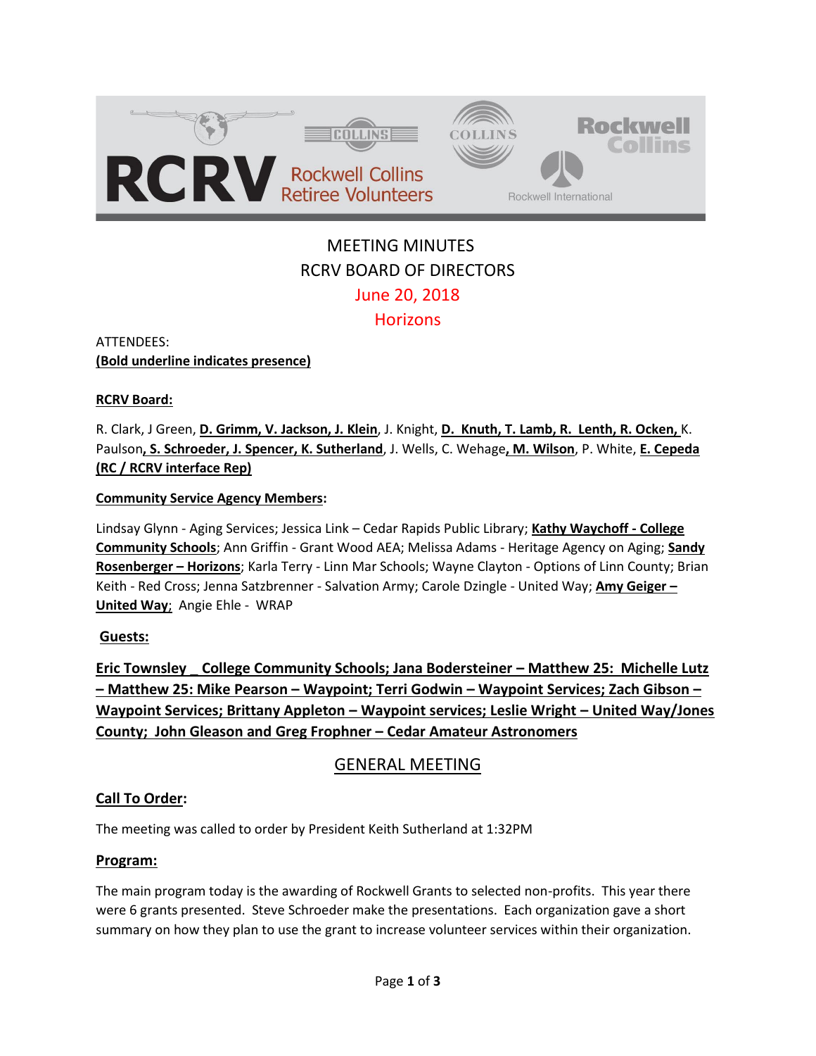RCRV Rockwell Collins Retiree Volunteers

COLLINS COLLINS Rockwell Collins Rockwell International

# MEETING MINUTES
# RCRV BOARD OF DIRECTORS
## June 20, 2018
## Horizons

ATTENDEES:
**(Bold underline indicates presence)**

**RCRV Board:**

R. Clark, J Green, **D. Grimm, V. Jackson, J. Klein**, J. Knight, **D. Knuth, T. Lamb, R. Lenth, R. Ocken,** K. Paulson**, S. Schroeder, J. Spencer, K. Sutherland**, J. Wells, C. Wehage**, M. Wilson**, P. White, **E. Cepeda (RC / RCRV interface Rep)**

**Community Service Agency Members:**

Lindsay Glynn - Aging Services; Jessica Link – Cedar Rapids Public Library; **Kathy Waychoff - College Community Schools**; Ann Griffin - Grant Wood AEA; Melissa Adams - Heritage Agency on Aging; **Sandy Rosenberger – Horizons**; Karla Terry - Linn Mar Schools; Wayne Clayton - Options of Linn County; Brian Keith - Red Cross; Jenna Satzbrenner - Salvation Army; Carole Dzingle - United Way; **Amy Geiger – United Way**; Angie Ehle - WRAP

**Guests:**

**Eric Townsley _ College Community Schools; Jana Bodersteiner – Matthew 25: Michelle Lutz – Matthew 25: Mike Pearson – Waypoint; Terri Godwin – Waypoint Services; Zach Gibson – Waypoint Services; Brittany Appleton – Waypoint services; Leslie Wright – United Way/Jones County; John Gleason and Greg Frophner – Cedar Amateur Astronomers**

## GENERAL MEETING

**Call To Order:**

The meeting was called to order by President Keith Sutherland at 1:32PM

**Program:**

The main program today is the awarding of Rockwell Grants to selected non-profits. This year there were 6 grants presented. Steve Schroeder make the presentations. Each organization gave a short summary on how they plan to use the grant to increase volunteer services within their organization.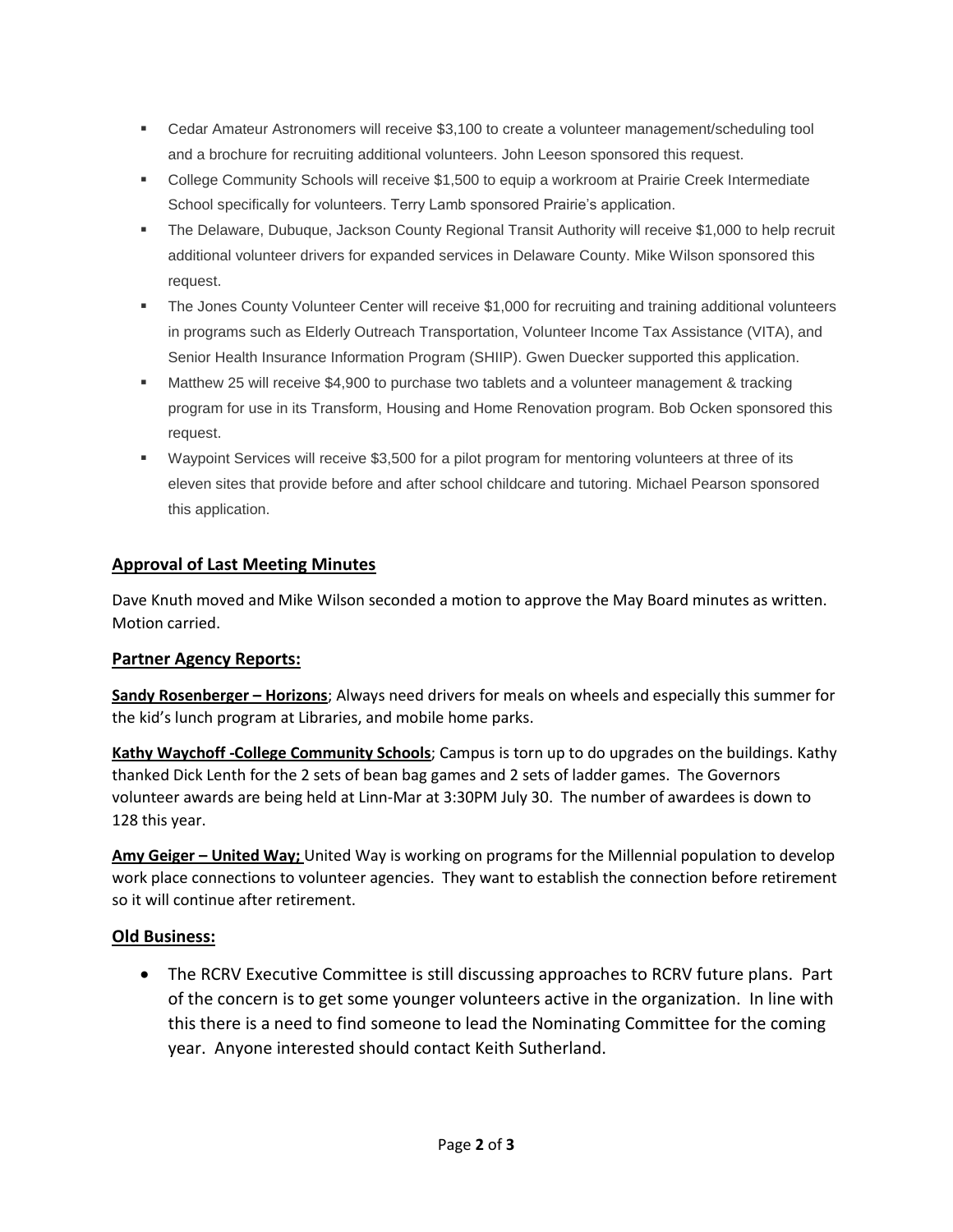- Cedar Amateur Astronomers will receive $3,100 to create a volunteer management/scheduling tool and a brochure for recruiting additional volunteers. John Leeson sponsored this request.
- College Community Schools will receive $1,500 to equip a workroom at Prairie Creek Intermediate School specifically for volunteers. Terry Lamb sponsored Prairie's application.
- The Delaware, Dubuque, Jackson County Regional Transit Authority will receive $1,000 to help recruit additional volunteer drivers for expanded services in Delaware County. Mike Wilson sponsored this request.
- The Jones County Volunteer Center will receive $1,000 for recruiting and training additional volunteers in programs such as Elderly Outreach Transportation, Volunteer Income Tax Assistance (VITA), and Senior Health Insurance Information Program (SHIIP). Gwen Duecker supported this application.
- Matthew 25 will receive $4,900 to purchase two tablets and a volunteer management & tracking program for use in its Transform, Housing and Home Renovation program. Bob Ocken sponsored this request.
- Waypoint Services will receive $3,500 for a pilot program for mentoring volunteers at three of its eleven sites that provide before and after school childcare and tutoring. Michael Pearson sponsored this application.

## Approval of Last Meeting Minutes

Dave Knuth moved and Mike Wilson seconded a motion to approve the May Board minutes as written. Motion carried.

## Partner Agency Reports:

**Sandy Rosenberger – Horizons**; Always need drivers for meals on wheels and especially this summer for the kid's lunch program at Libraries, and mobile home parks.

**Kathy Waychoff -College Community Schools**; Campus is torn up to do upgrades on the buildings. Kathy thanked Dick Lenth for the 2 sets of bean bag games and 2 sets of ladder games. The Governors volunteer awards are being held at Linn-Mar at 3:30PM July 30. The number of awardees is down to 128 this year.

**Amy Geiger – United Way;** United Way is working on programs for the Millennial population to develop work place connections to volunteer agencies. They want to establish the connection before retirement so it will continue after retirement.

## Old Business:

- The RCRV Executive Committee is still discussing approaches to RCRV future plans. Part of the concern is to get some younger volunteers active in the organization. In line with this there is a need to find someone to lead the Nominating Committee for the coming year. Anyone interested should contact Keith Sutherland.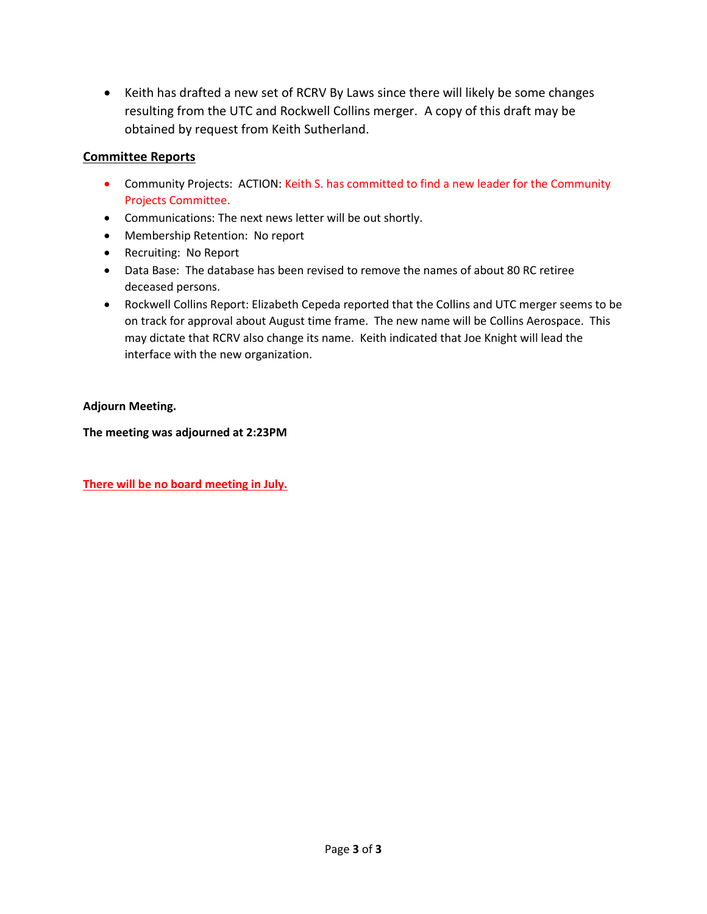- Keith has drafted a new set of RCRV By Laws since there will likely be some changes resulting from the UTC and Rockwell Collins merger. A copy of this draft may be obtained by request from Keith Sutherland.

## Committee Reports

- Community Projects: ACTION: Keith S. has committed to find a new leader for the Community Projects Committee.
- Communications: The next news letter will be out shortly.
- Membership Retention: No report
- Recruiting: No Report
- Data Base: The database has been revised to remove the names of about 80 RC retiree deceased persons.
- Rockwell Collins Report: Elizabeth Cepeda reported that the Collins and UTC merger seems to be on track for approval about August time frame. The new name will be Collins Aerospace. This may dictate that RCRV also change its name. Keith indicated that Joe Knight will lead the interface with the new organization.

**Adjourn Meeting.**

**The meeting was adjourned at 2:23PM**

**There will be no board meeting in July.**